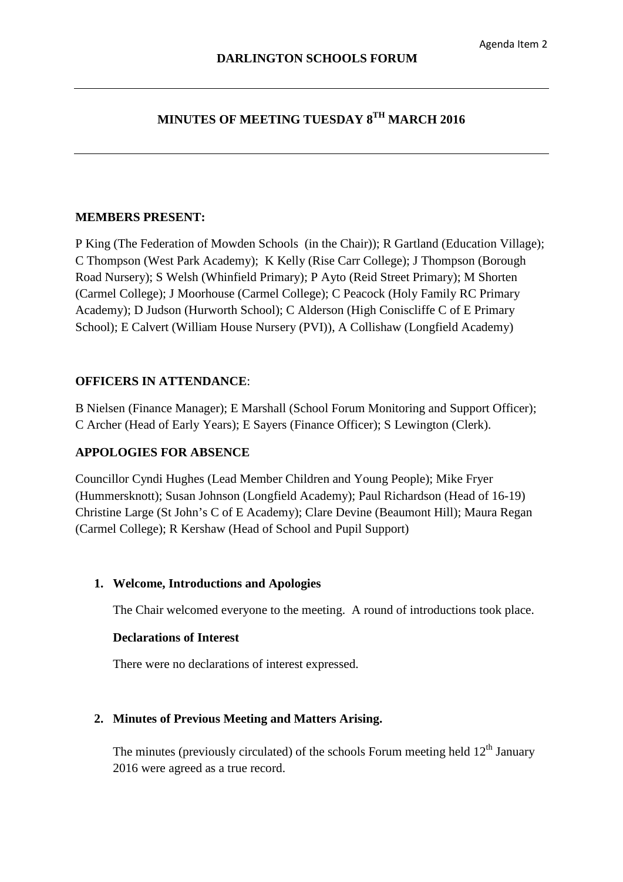Agenda Item 2

# DARLINGTON SCHOOLS FORUM

## MINUTES OF MEETING TUESDAY 8TH MARCH 2016

**MEMBERS PRESENT:**

P King (The Federation of Mowden Schools (in the Chair)); R Gartland (Education Village); C Thompson (West Park Academy); K Kelly (Rise Carr College); J Thompson (Borough Road Nursery); S Welsh (Whinfield Primary); P Ayto (Reid Street Primary); M Shorten (Carmel College); J Moorhouse (Carmel College); C Peacock (Holy Family RC Primary Academy); D Judson (Hurworth School); C Alderson (High Coniscliffe C of E Primary School); E Calvert (William House Nursery (PVI)), A Collishaw (Longfield Academy)

**OFFICERS IN ATTENDANCE**:

B Nielsen (Finance Manager); E Marshall (School Forum Monitoring and Support Officer); C Archer (Head of Early Years); E Sayers (Finance Officer); S Lewington (Clerk).

**APPOLOGIES FOR ABSENCE**

Councillor Cyndi Hughes (Lead Member Children and Young People); Mike Fryer (Hummersknott); Susan Johnson (Longfield Academy); Paul Richardson (Head of 16-19) Christine Large (St John's C of E Academy); Clare Devine (Beaumont Hill); Maura Regan (Carmel College); R Kershaw (Head of School and Pupil Support)

1. **Welcome, Introductions and Apologies**

   The Chair welcomed everyone to the meeting. A round of introductions took place.

   **Declarations of Interest**

   There were no declarations of interest expressed.

2. **Minutes of Previous Meeting and Matters Arising.**

   The minutes (previously circulated) of the schools Forum meeting held 12th January 2016 were agreed as a true record.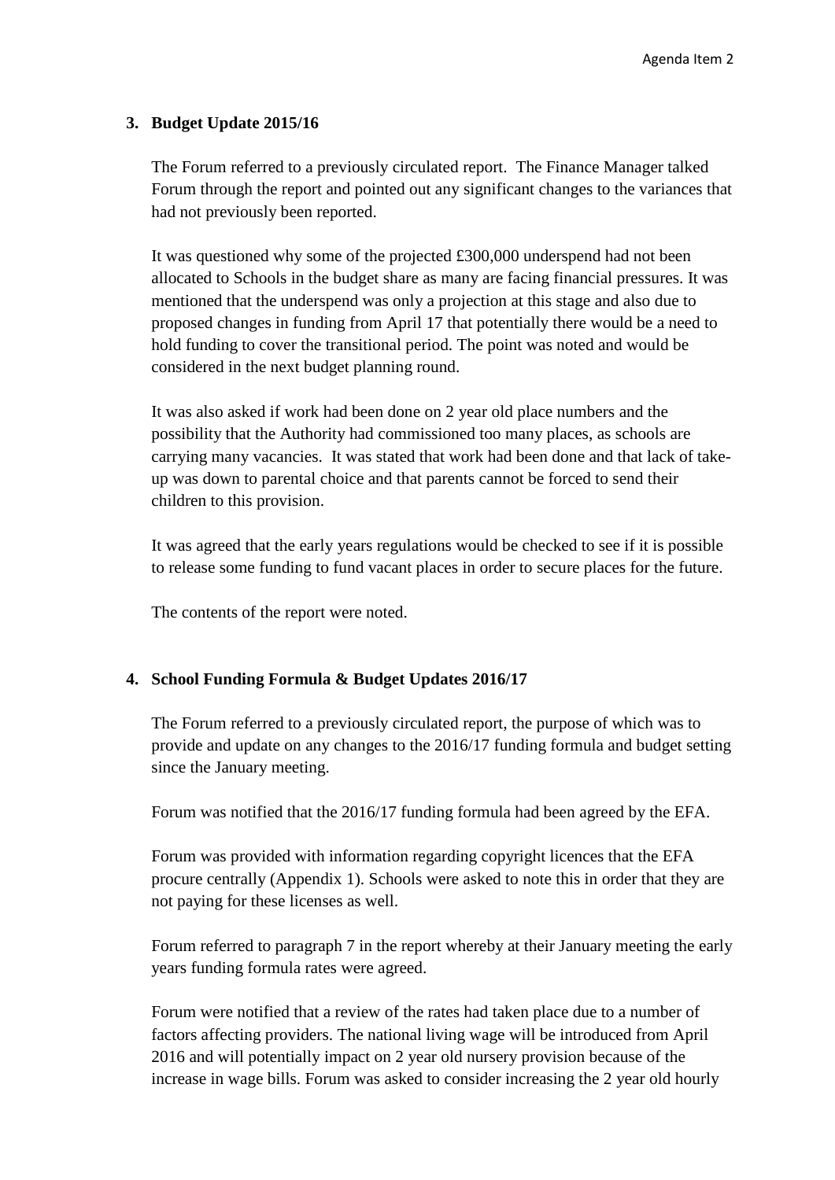## 3. Budget Update 2015/16

The Forum referred to a previously circulated report. The Finance Manager talked Forum through the report and pointed out any significant changes to the variances that had not previously been reported.

It was questioned why some of the projected £300,000 underspend had not been allocated to Schools in the budget share as many are facing financial pressures. It was mentioned that the underspend was only a projection at this stage and also due to proposed changes in funding from April 17 that potentially there would be a need to hold funding to cover the transitional period. The point was noted and would be considered in the next budget planning round.

It was also asked if work had been done on 2 year old place numbers and the possibility that the Authority had commissioned too many places, as schools are carrying many vacancies. It was stated that work had been done and that lack of take-up was down to parental choice and that parents cannot be forced to send their children to this provision.

It was agreed that the early years regulations would be checked to see if it is possible to release some funding to fund vacant places in order to secure places for the future.

The contents of the report were noted.

## 4. School Funding Formula & Budget Updates 2016/17

The Forum referred to a previously circulated report, the purpose of which was to provide and update on any changes to the 2016/17 funding formula and budget setting since the January meeting.

Forum was notified that the 2016/17 funding formula had been agreed by the EFA.

Forum was provided with information regarding copyright licences that the EFA procure centrally (Appendix 1). Schools were asked to note this in order that they are not paying for these licenses as well.

Forum referred to paragraph 7 in the report whereby at their January meeting the early years funding formula rates were agreed.

Forum were notified that a review of the rates had taken place due to a number of factors affecting providers. The national living wage will be introduced from April 2016 and will potentially impact on 2 year old nursery provision because of the increase in wage bills. Forum was asked to consider increasing the 2 year old hourly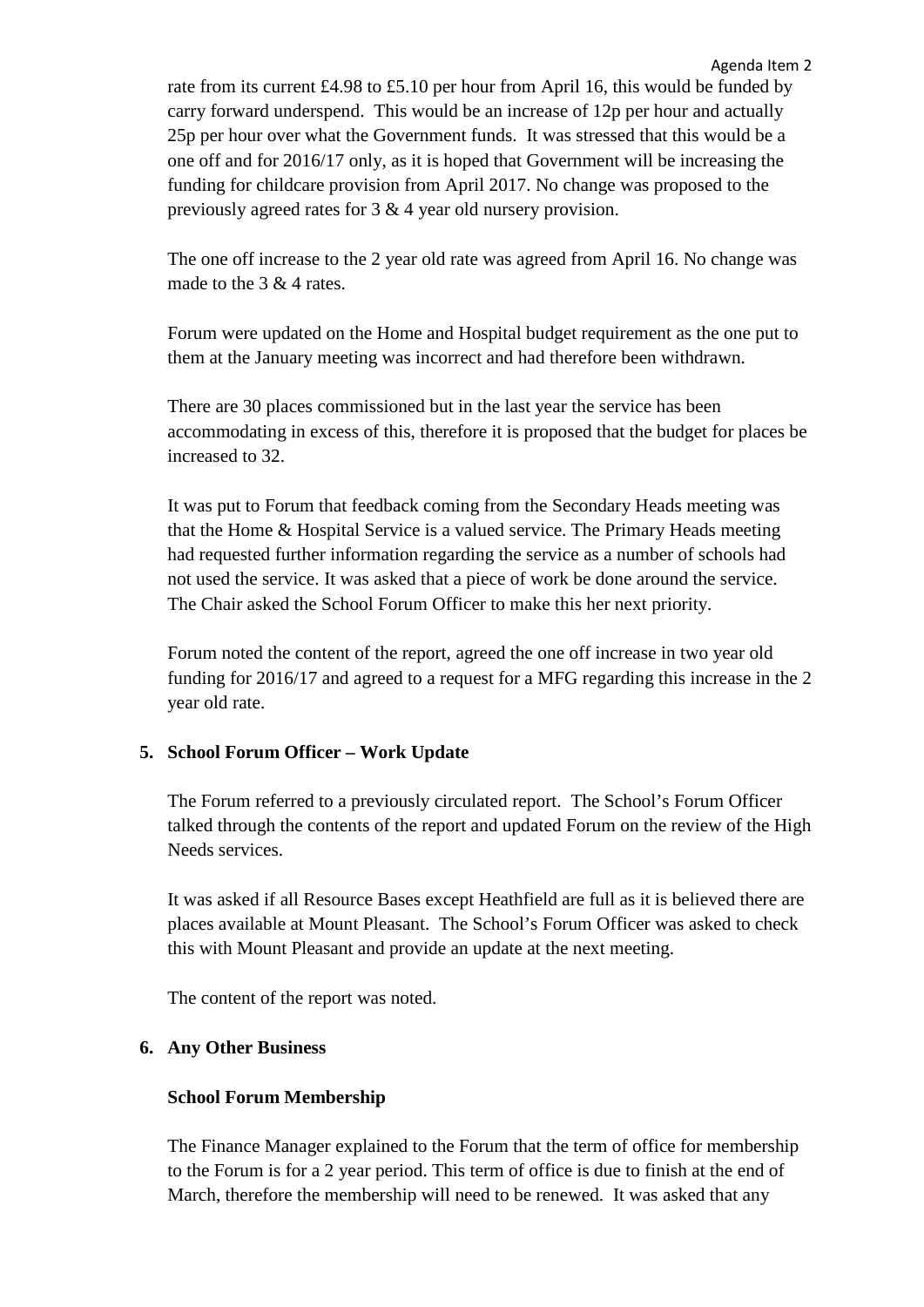rate from its current £4.98 to £5.10 per hour from April 16, this would be funded by carry forward underspend. This would be an increase of 12p per hour and actually 25p per hour over what the Government funds. It was stressed that this would be a one off and for 2016/17 only, as it is hoped that Government will be increasing the funding for childcare provision from April 2017. No change was proposed to the previously agreed rates for 3 & 4 year old nursery provision.

The one off increase to the 2 year old rate was agreed from April 16. No change was made to the 3 & 4 rates.

Forum were updated on the Home and Hospital budget requirement as the one put to them at the January meeting was incorrect and had therefore been withdrawn.

There are 30 places commissioned but in the last year the service has been accommodating in excess of this, therefore it is proposed that the budget for places be increased to 32.

It was put to Forum that feedback coming from the Secondary Heads meeting was that the Home & Hospital Service is a valued service. The Primary Heads meeting had requested further information regarding the service as a number of schools had not used the service. It was asked that a piece of work be done around the service. The Chair asked the School Forum Officer to make this her next priority.

Forum noted the content of the report, agreed the one off increase in two year old funding for 2016/17 and agreed to a request for a MFG regarding this increase in the 2 year old rate.

**5. School Forum Officer – Work Update**

The Forum referred to a previously circulated report. The School's Forum Officer talked through the contents of the report and updated Forum on the review of the High Needs services.

It was asked if all Resource Bases except Heathfield are full as it is believed there are places available at Mount Pleasant. The School's Forum Officer was asked to check this with Mount Pleasant and provide an update at the next meeting.

The content of the report was noted.

**6. Any Other Business**

**School Forum Membership**

The Finance Manager explained to the Forum that the term of office for membership to the Forum is for a 2 year period. This term of office is due to finish at the end of March, therefore the membership will need to be renewed. It was asked that any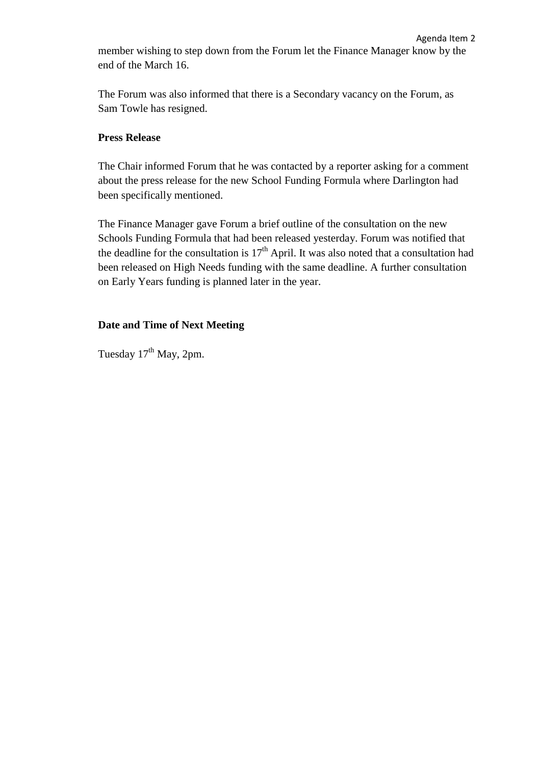member wishing to step down from the Forum let the Finance Manager know by the end of the March 16.

The Forum was also informed that there is a Secondary vacancy on the Forum, as Sam Towle has resigned.

**Press Release**

The Chair informed Forum that he was contacted by a reporter asking for a comment about the press release for the new School Funding Formula where Darlington had been specifically mentioned.

The Finance Manager gave Forum a brief outline of the consultation on the new Schools Funding Formula that had been released yesterday. Forum was notified that the deadline for the consultation is 17th April. It was also noted that a consultation had been released on High Needs funding with the same deadline. A further consultation on Early Years funding is planned later in the year.

**Date and Time of Next Meeting**

Tuesday 17th May, 2pm.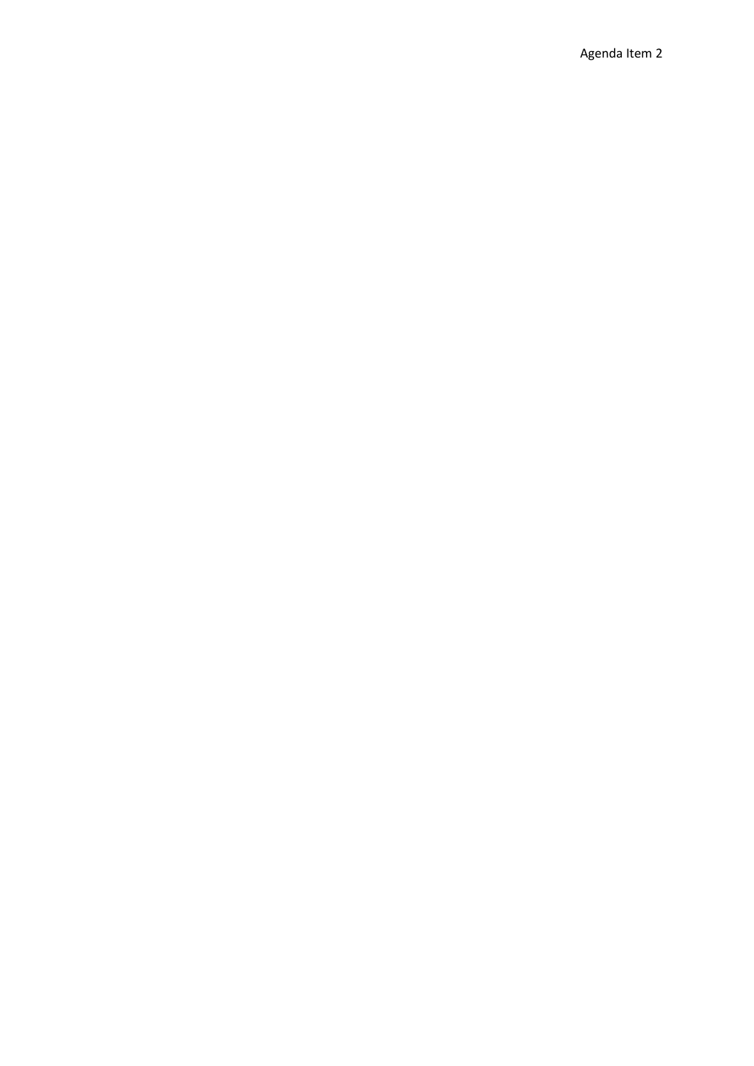Agenda Item 2